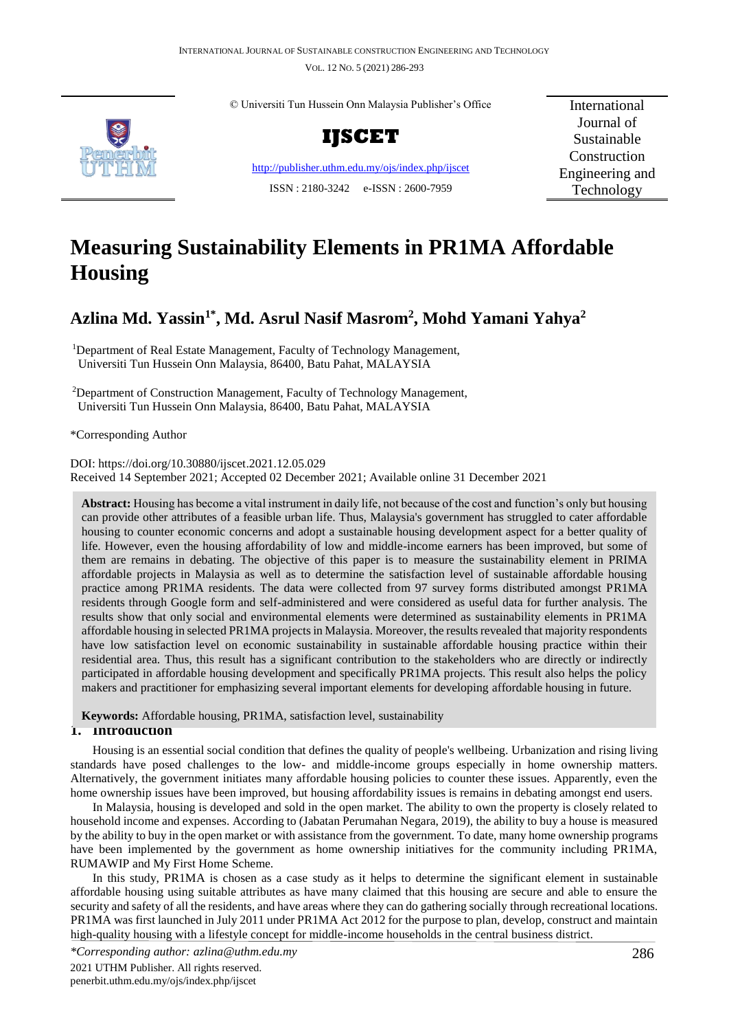© Universiti Tun Hussein Onn Malaysia Publisher's Office

**IJSCET**

http://publisher.uthm.edu.my/ojs/index.php/ijscet

ISSN : 2180-3242 e-ISSN : 2600-7959

International Journal of Sustainable Construction Engineering and Technology

# Measuring Sustainability Elements in PR1MA Affordable Housing

## Azlina Md. Yassin[1*], Md. Asrul Nasif Masrom[2], Mohd Yamani Yahya[2]

[1]Department of Real Estate Management, Faculty of Technology Management, Universiti Tun Hussein Onn Malaysia, 86400, Batu Pahat, MALAYSIA

[2]Department of Construction Management, Faculty of Technology Management, Universiti Tun Hussein Onn Malaysia, 86400, Batu Pahat, MALAYSIA

*Corresponding Author

DOI: https://doi.org/10.30880/ijscet.2021.12.05.029

Received 14 September 2021; Accepted 02 December 2021; Available online 31 December 2021

**Abstract:** Housing has become a vital instrument in daily life, not because of the cost and function's only but housing can provide other attributes of a feasible urban life. Thus, Malaysia's government has struggled to cater affordable housing to counter economic concerns and adopt a sustainable housing development aspect for a better quality of life. However, even the housing affordability of low and middle-income earners has been improved, but some of them are remains in debating. The objective of this paper is to measure the sustainability element in PRIMA affordable projects in Malaysia as well as to determine the satisfaction level of sustainable affordable housing practice among PR1MA residents. The data were collected from 97 survey forms distributed amongst PR1MA residents through Google form and self-administered and were considered as useful data for further analysis. The results show that only social and environmental elements were determined as sustainability elements in PR1MA affordable housing in selected PR1MA projects in Malaysia. Moreover, the results revealed that majority respondents have low satisfaction level on economic sustainability in sustainable affordable housing practice within their residential area. Thus, this result has a significant contribution to the stakeholders who are directly or indirectly participated in affordable housing development and specifically PR1MA projects. This result also helps the policy makers and practitioner for emphasizing several important elements for developing affordable housing in future.

**Keywords:** Affordable housing, PR1MA, satisfaction level, sustainability

## 1. Introduction

Housing is an essential social condition that defines the quality of people's wellbeing. Urbanization and rising living standards have posed challenges to the low- and middle-income groups especially in home ownership matters. Alternatively, the government initiates many affordable housing policies to counter these issues. Apparently, even the home ownership issues have been improved, but housing affordability issues is remains in debating amongst end users.

In Malaysia, housing is developed and sold in the open market. The ability to own the property is closely related to household income and expenses. According to (Jabatan Perumahan Negara, 2019), the ability to buy a house is measured by the ability to buy in the open market or with assistance from the government. To date, many home ownership programs have been implemented by the government as home ownership initiatives for the community including PR1MA, RUMAWIP and My First Home Scheme.

In this study, PR1MA is chosen as a case study as it helps to determine the significant element in sustainable affordable housing using suitable attributes as have many claimed that this housing are secure and able to ensure the security and safety of all the residents, and have areas where they can do gathering socially through recreational locations. PR1MA was first launched in July 2011 under PR1MA Act 2012 for the purpose to plan, develop, construct and maintain high-quality housing with a lifestyle concept for middle-income households in the central business district.

*Corresponding author: azlina@uthm.edu.my*

2021 UTHM Publisher. All rights reserved.
penerbit.uthm.edu.my/ojs/index.php/ijscet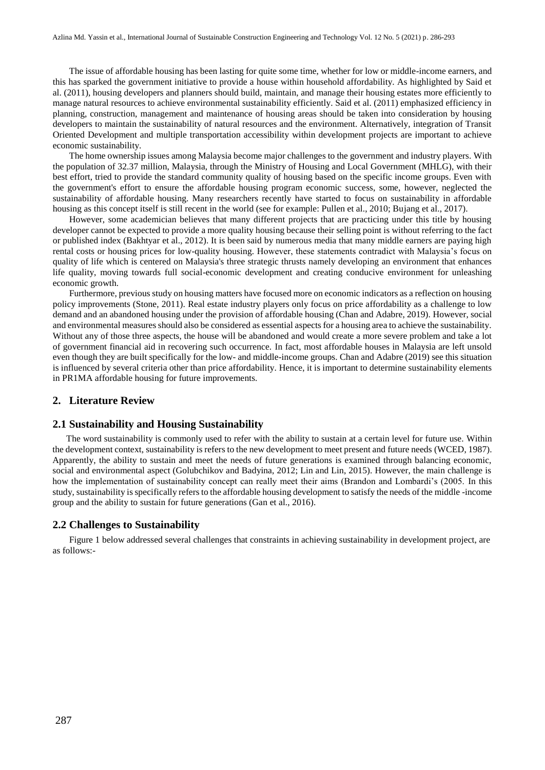The issue of affordable housing has been lasting for quite some time, whether for low or middle-income earners, and this has sparked the government initiative to provide a house within household affordability. As highlighted by Said et al. (2011), housing developers and planners should build, maintain, and manage their housing estates more efficiently to manage natural resources to achieve environmental sustainability efficiently. Said et al. (2011) emphasized efficiency in planning, construction, management and maintenance of housing areas should be taken into consideration by housing developers to maintain the sustainability of natural resources and the environment. Alternatively, integration of Transit Oriented Development and multiple transportation accessibility within development projects are important to achieve economic sustainability.

The home ownership issues among Malaysia become major challenges to the government and industry players. With the population of 32.37 million, Malaysia, through the Ministry of Housing and Local Government (MHLG), with their best effort, tried to provide the standard community quality of housing based on the specific income groups. Even with the government's effort to ensure the affordable housing program economic success, some, however, neglected the sustainability of affordable housing. Many researchers recently have started to focus on sustainability in affordable housing as this concept itself is still recent in the world (see for example: Pullen et al., 2010; Bujang et al., 2017).

However, some academician believes that many different projects that are practicing under this title by housing developer cannot be expected to provide a more quality housing because their selling point is without referring to the fact or published index (Bakhtyar et al., 2012). It is been said by numerous media that many middle earners are paying high rental costs or housing prices for low-quality housing. However, these statements contradict with Malaysia's focus on quality of life which is centered on Malaysia's three strategic thrusts namely developing an environment that enhances life quality, moving towards full social-economic development and creating conducive environment for unleashing economic growth.

Furthermore, previous study on housing matters have focused more on economic indicators as a reflection on housing policy improvements (Stone, 2011). Real estate industry players only focus on price affordability as a challenge to low demand and an abandoned housing under the provision of affordable housing (Chan and Adabre, 2019). However, social and environmental measures should also be considered as essential aspects for a housing area to achieve the sustainability. Without any of those three aspects, the house will be abandoned and would create a more severe problem and take a lot of government financial aid in recovering such occurrence. In fact, most affordable houses in Malaysia are left unsold even though they are built specifically for the low- and middle-income groups. Chan and Adabre (2019) see this situation is influenced by several criteria other than price affordability. Hence, it is important to determine sustainability elements in PR1MA affordable housing for future improvements.

## 2. Literature Review

### 2.1 Sustainability and Housing Sustainability

The word sustainability is commonly used to refer with the ability to sustain at a certain level for future use. Within the development context, sustainability is refers to the new development to meet present and future needs (WCED, 1987). Apparently, the ability to sustain and meet the needs of future generations is examined through balancing economic, social and environmental aspect (Golubchikov and Badyina, 2012; Lin and Lin, 2015). However, the main challenge is how the implementation of sustainability concept can really meet their aims (Brandon and Lombardi's (2005. In this study, sustainability is specifically refers to the affordable housing development to satisfy the needs of the middle -income group and the ability to sustain for future generations (Gan et al., 2016).

### 2.2 Challenges to Sustainability

Figure 1 below addressed several challenges that constraints in achieving sustainability in development project, are as follows:-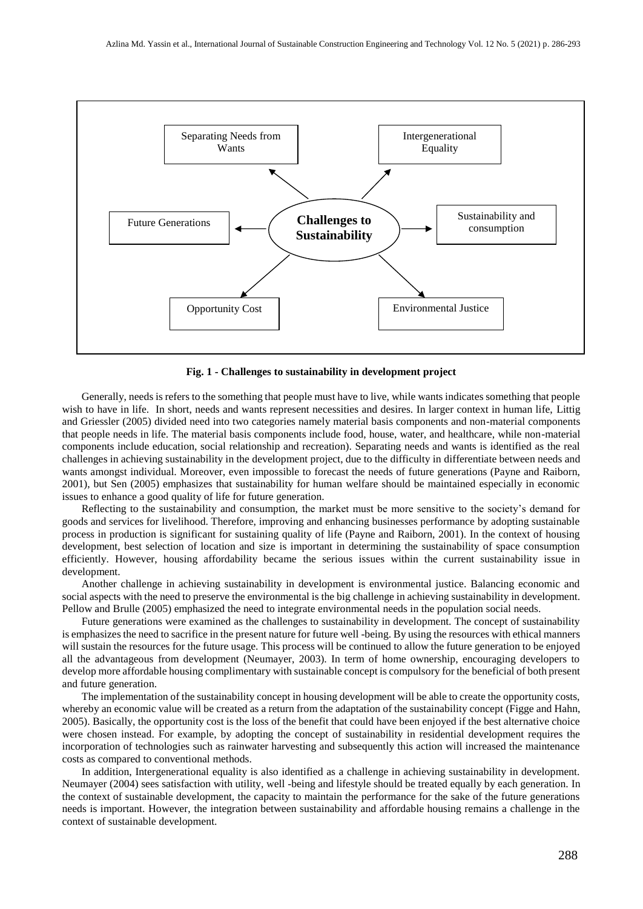**Fig. 1 - Challenges to sustainability in development project**

Generally, needs is refers to the something that people must have to live, while wants indicates something that people wish to have in life. In short, needs and wants represent necessities and desires. In larger context in human life, Littig and Griessler (2005) divided need into two categories namely material basis components and non-material components that people needs in life. The material basis components include food, house, water, and healthcare, while non-material components include education, social relationship and recreation). Separating needs and wants is identified as the real challenges in achieving sustainability in the development project, due to the difficulty in differentiate between needs and wants amongst individual. Moreover, even impossible to forecast the needs of future generations (Payne and Raiborn, 2001), but Sen (2005) emphasizes that sustainability for human welfare should be maintained especially in economic issues to enhance a good quality of life for future generation.

Reflecting to the sustainability and consumption, the market must be more sensitive to the society's demand for goods and services for livelihood. Therefore, improving and enhancing businesses performance by adopting sustainable process in production is significant for sustaining quality of life (Payne and Raiborn, 2001). In the context of housing development, best selection of location and size is important in determining the sustainability of space consumption efficiently. However, housing affordability became the serious issues within the current sustainability issue in development.

Another challenge in achieving sustainability in development is environmental justice. Balancing economic and social aspects with the need to preserve the environmental is the big challenge in achieving sustainability in development. Pellow and Brulle (2005) emphasized the need to integrate environmental needs in the population social needs.

Future generations were examined as the challenges to sustainability in development. The concept of sustainability is emphasizes the need to sacrifice in the present nature for future well -being. By using the resources with ethical manners will sustain the resources for the future usage. This process will be continued to allow the future generation to be enjoyed all the advantageous from development (Neumayer, 2003). In term of home ownership, encouraging developers to develop more affordable housing complimentary with sustainable concept is compulsory for the beneficial of both present and future generation.

The implementation of the sustainability concept in housing development will be able to create the opportunity costs, whereby an economic value will be created as a return from the adaptation of the sustainability concept (Figge and Hahn, 2005). Basically, the opportunity cost is the loss of the benefit that could have been enjoyed if the best alternative choice were chosen instead. For example, by adopting the concept of sustainability in residential development requires the incorporation of technologies such as rainwater harvesting and subsequently this action will increased the maintenance costs as compared to conventional methods.

In addition, Intergenerational equality is also identified as a challenge in achieving sustainability in development. Neumayer (2004) sees satisfaction with utility, well -being and lifestyle should be treated equally by each generation. In the context of sustainable development, the capacity to maintain the performance for the sake of the future generations needs is important. However, the integration between sustainability and affordable housing remains a challenge in the context of sustainable development.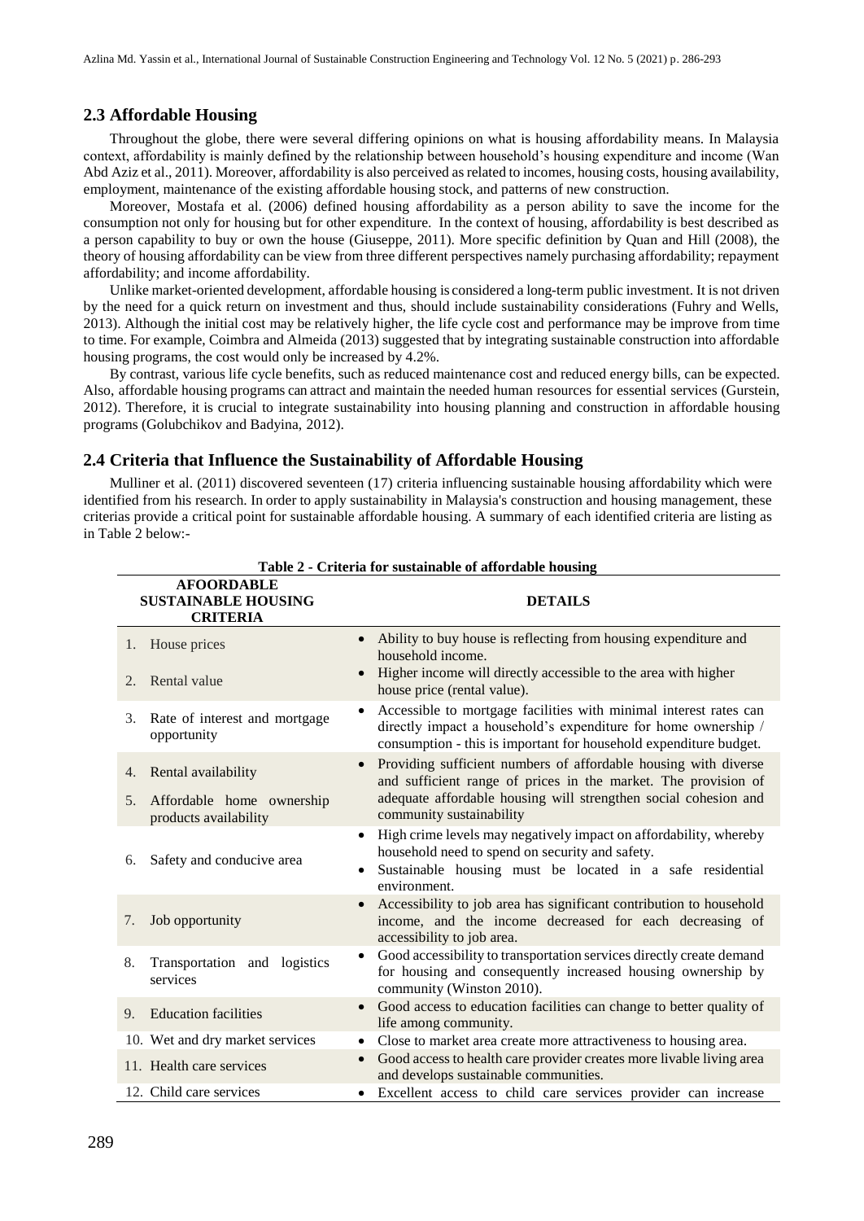## 2.3 Affordable Housing

Throughout the globe, there were several differing opinions on what is housing affordability means. In Malaysia context, affordability is mainly defined by the relationship between household's housing expenditure and income (Wan Abd Aziz et al., 2011). Moreover, affordability is also perceived as related to incomes, housing costs, housing availability, employment, maintenance of the existing affordable housing stock, and patterns of new construction.

Moreover, Mostafa et al. (2006) defined housing affordability as a person ability to save the income for the consumption not only for housing but for other expenditure. In the context of housing, affordability is best described as a person capability to buy or own the house (Giuseppe, 2011). More specific definition by Quan and Hill (2008), the theory of housing affordability can be view from three different perspectives namely purchasing affordability; repayment affordability; and income affordability.

Unlike market-oriented development, affordable housing is considered a long-term public investment. It is not driven by the need for a quick return on investment and thus, should include sustainability considerations (Fuhry and Wells, 2013). Although the initial cost may be relatively higher, the life cycle cost and performance may be improve from time to time. For example, Coimbra and Almeida (2013) suggested that by integrating sustainable construction into affordable housing programs, the cost would only be increased by 4.2%.

By contrast, various life cycle benefits, such as reduced maintenance cost and reduced energy bills, can be expected. Also, affordable housing programs can attract and maintain the needed human resources for essential services (Gurstein, 2012). Therefore, it is crucial to integrate sustainability into housing planning and construction in affordable housing programs (Golubchikov and Badyina, 2012).

## 2.4 Criteria that Influence the Sustainability of Affordable Housing

Mulliner et al. (2011) discovered seventeen (17) criteria influencing sustainable housing affordability which were identified from his research. In order to apply sustainability in Malaysia's construction and housing management, these criterias provide a critical point for sustainable affordable housing. A summary of each identified criteria are listing as in Table 2 below:-

**Table 2 - Criteria for sustainable of affordable housing**

| AFOORDABLE SUSTAINABLE HOUSING CRITERIA | DETAILS |
|---|---|
| 1. House prices<br>2. Rental value | • Ability to buy house is reflecting from housing expenditure and household income.<br>• Higher income will directly accessible to the area with higher house price (rental value). |
| 3. Rate of interest and mortgage opportunity | • Accessible to mortgage facilities with minimal interest rates can directly impact a household's expenditure for home ownership / consumption - this is important for household expenditure budget. |
| 4. Rental availability<br>5. Affordable home ownership products availability | • Providing sufficient numbers of affordable housing with diverse and sufficient range of prices in the market. The provision of adequate affordable housing will strengthen social cohesion and community sustainability |
| 6. Safety and conducive area | • High crime levels may negatively impact on affordability, whereby household need to spend on security and safety.<br>• Sustainable housing must be located in a safe residential environment. |
| 7. Job opportunity | • Accessibility to job area has significant contribution to household income, and the income decreased for each decreasing of accessibility to job area. |
| 8. Transportation and logistics services | • Good accessibility to transportation services directly create demand for housing and consequently increased housing ownership by community (Winston 2010). |
| 9. Education facilities | • Good access to education facilities can change to better quality of life among community. |
| 10. Wet and dry market services | • Close to market area create more attractiveness to housing area. |
| 11. Health care services | • Good access to health care provider creates more livable living area and develops sustainable communities. |
| 12. Child care services | • Excellent access to child care services provider can increase |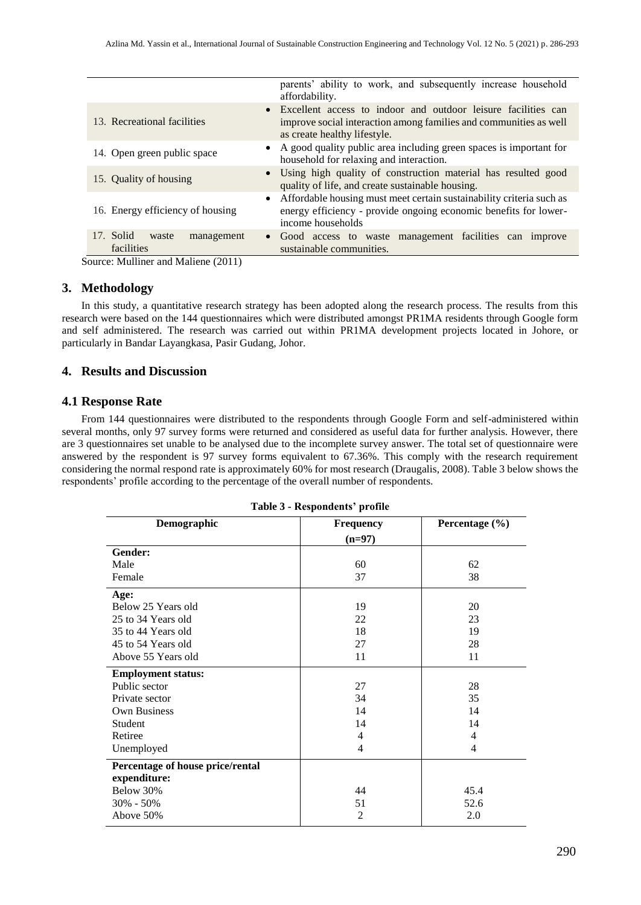| | |
|---|---|
| | parents' ability to work, and subsequently increase household affordability. |
| 13. Recreational facilities | • Excellent access to indoor and outdoor leisure facilities can improve social interaction among families and communities as well as create healthy lifestyle. |
| 14. Open green public space | • A good quality public area including green spaces is important for household for relaxing and interaction. |
| 15. Quality of housing | • Using high quality of construction material has resulted good quality of life, and create sustainable housing. |
| 16. Energy efficiency of housing | • Affordable housing must meet certain sustainability criteria such as energy efficiency - provide ongoing economic benefits for lower-income households |
| 17. Solid waste management facilities | • Good access to waste management facilities can improve sustainable communities. |

Source: Mulliner and Maliene (2011)

## 3. Methodology

In this study, a quantitative research strategy has been adopted along the research process. The results from this research were based on the 144 questionnaires which were distributed amongst PR1MA residents through Google form and self administered. The research was carried out within PR1MA development projects located in Johore, or particularly in Bandar Layangkasa, Pasir Gudang, Johor.

## 4. Results and Discussion

### 4.1 Response Rate

From 144 questionnaires were distributed to the respondents through Google Form and self-administered within several months, only 97 survey forms were returned and considered as useful data for further analysis. However, there are 3 questionnaires set unable to be analysed due to the incomplete survey answer. The total set of questionnaire were answered by the respondent is 97 survey forms equivalent to 67.36%. This comply with the research requirement considering the normal respond rate is approximately 60% for most research (Draugalis, 2008). Table 3 below shows the respondents' profile according to the percentage of the overall number of respondents.

**Table 3 - Respondents' profile**

| Demographic | Frequency (n=97) | Percentage (%) |
|---|---|---|
| **Gender:** | | |
| Male | 60 | 62 |
| Female | 37 | 38 |
| **Age:** | | |
| Below 25 Years old | 19 | 20 |
| 25 to 34 Years old | 22 | 23 |
| 35 to 44 Years old | 18 | 19 |
| 45 to 54 Years old | 27 | 28 |
| Above 55 Years old | 11 | 11 |
| **Employment status:** | | |
| Public sector | 27 | 28 |
| Private sector | 34 | 35 |
| Own Business | 14 | 14 |
| Student | 14 | 14 |
| Retiree | 4 | 4 |
| Unemployed | 4 | 4 |
| **Percentage of house price/rental expenditure:** | | |
| Below 30% | 44 | 45.4 |
| 30% - 50% | 51 | 52.6 |
| Above 50% | 2 | 2.0 |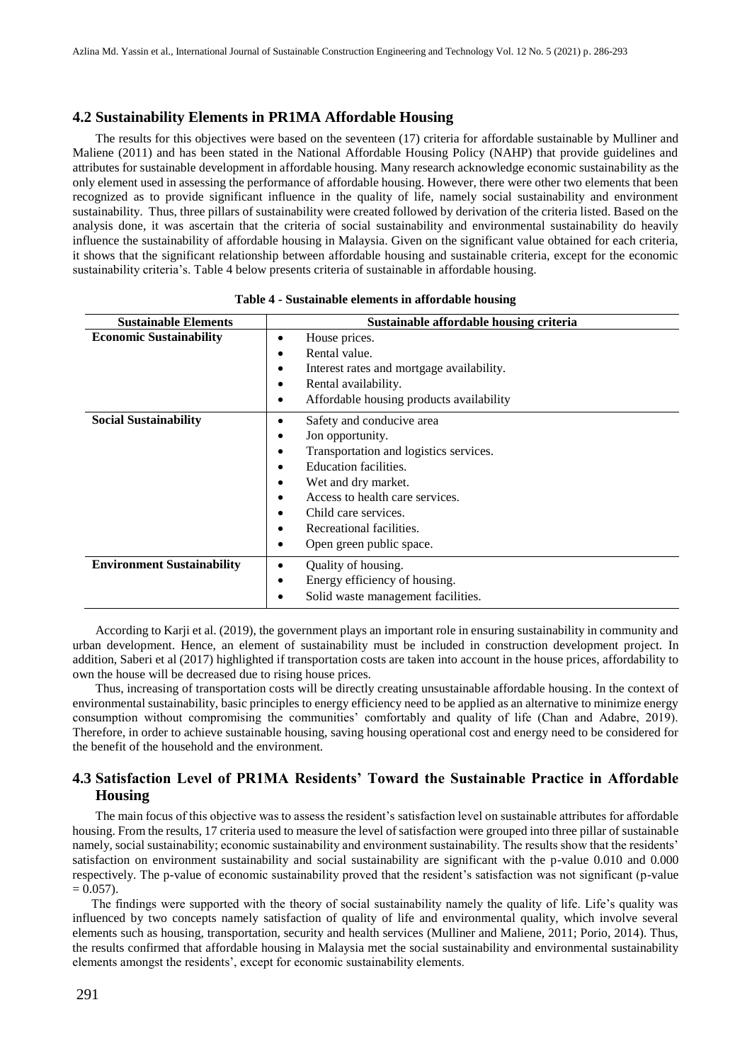## 4.2 Sustainability Elements in PR1MA Affordable Housing

The results for this objectives were based on the seventeen (17) criteria for affordable sustainable by Mulliner and Maliene (2011) and has been stated in the National Affordable Housing Policy (NAHP) that provide guidelines and attributes for sustainable development in affordable housing. Many research acknowledge economic sustainability as the only element used in assessing the performance of affordable housing. However, there were other two elements that been recognized as to provide significant influence in the quality of life, namely social sustainability and environment sustainability. Thus, three pillars of sustainability were created followed by derivation of the criteria listed. Based on the analysis done, it was ascertain that the criteria of social sustainability and environmental sustainability do heavily influence the sustainability of affordable housing in Malaysia. Given on the significant value obtained for each criteria, it shows that the significant relationship between affordable housing and sustainable criteria, except for the economic sustainability criteria's. Table 4 below presents criteria of sustainable in affordable housing.

**Table 4 - Sustainable elements in affordable housing**

| Sustainable Elements | Sustainable affordable housing criteria |
|---|---|
| **Economic Sustainability** | • House prices.<br>• Rental value.<br>• Interest rates and mortgage availability.<br>• Rental availability.<br>• Affordable housing products availability |
| **Social Sustainability** | • Safety and conducive area<br>• Jon opportunity.<br>• Transportation and logistics services.<br>• Education facilities.<br>• Wet and dry market.<br>• Access to health care services.<br>• Child care services.<br>• Recreational facilities.<br>• Open green public space. |
| **Environment Sustainability** | • Quality of housing.<br>• Energy efficiency of housing.<br>• Solid waste management facilities. |

According to Karji et al. (2019), the government plays an important role in ensuring sustainability in community and urban development. Hence, an element of sustainability must be included in construction development project. In addition, Saberi et al (2017) highlighted if transportation costs are taken into account in the house prices, affordability to own the house will be decreased due to rising house prices.

Thus, increasing of transportation costs will be directly creating unsustainable affordable housing. In the context of environmental sustainability, basic principles to energy efficiency need to be applied as an alternative to minimize energy consumption without compromising the communities' comfortably and quality of life (Chan and Adabre, 2019). Therefore, in order to achieve sustainable housing, saving housing operational cost and energy need to be considered for the benefit of the household and the environment.

## 4.3 Satisfaction Level of PR1MA Residents' Toward the Sustainable Practice in Affordable Housing

The main focus of this objective was to assess the resident's satisfaction level on sustainable attributes for affordable housing. From the results, 17 criteria used to measure the level of satisfaction were grouped into three pillar of sustainable namely, social sustainability; economic sustainability and environment sustainability. The results show that the residents' satisfaction on environment sustainability and social sustainability are significant with the p-value 0.010 and 0.000 respectively. The p-value of economic sustainability proved that the resident's satisfaction was not significant (p-value = 0.057).

The findings were supported with the theory of social sustainability namely the quality of life. Life's quality was influenced by two concepts namely satisfaction of quality of life and environmental quality, which involve several elements such as housing, transportation, security and health services (Mulliner and Maliene, 2011; Porio, 2014). Thus, the results confirmed that affordable housing in Malaysia met the social sustainability and environmental sustainability elements amongst the residents', except for economic sustainability elements.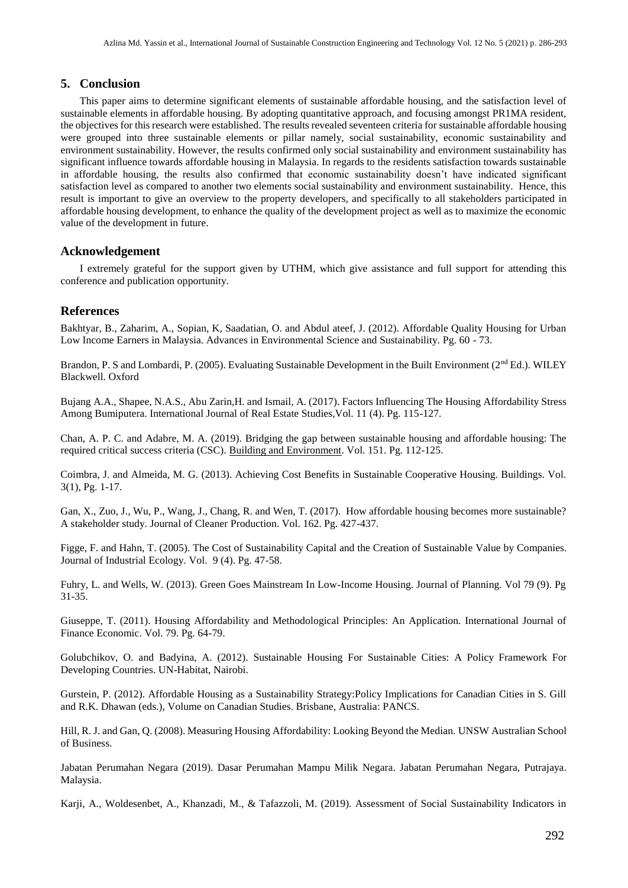## 5. Conclusion

This paper aims to determine significant elements of sustainable affordable housing, and the satisfaction level of sustainable elements in affordable housing. By adopting quantitative approach, and focusing amongst PR1MA resident, the objectives for this research were established. The results revealed seventeen criteria for sustainable affordable housing were grouped into three sustainable elements or pillar namely, social sustainability, economic sustainability and environment sustainability. However, the results confirmed only social sustainability and environment sustainability has significant influence towards affordable housing in Malaysia. In regards to the residents satisfaction towards sustainable in affordable housing, the results also confirmed that economic sustainability doesn't have indicated significant satisfaction level as compared to another two elements social sustainability and environment sustainability. Hence, this result is important to give an overview to the property developers, and specifically to all stakeholders participated in affordable housing development, to enhance the quality of the development project as well as to maximize the economic value of the development in future.

## Acknowledgement

I extremely grateful for the support given by UTHM, which give assistance and full support for attending this conference and publication opportunity.

## References

Bakhtyar, B., Zaharim, A., Sopian, K, Saadatian, O. and Abdul ateef, J. (2012). Affordable Quality Housing for Urban Low Income Earners in Malaysia. Advances in Environmental Science and Sustainability. Pg. 60 - 73.

Brandon, P. S and Lombardi, P. (2005). Evaluating Sustainable Development in the Built Environment (2nd Ed.). WILEY Blackwell. Oxford

Bujang A.A., Shapee, N.A.S., Abu Zarin,H. and Ismail, A. (2017). Factors Influencing The Housing Affordability Stress Among Bumiputera. International Journal of Real Estate Studies,Vol. 11 (4). Pg. 115-127.

Chan, A. P. C. and Adabre, M. A. (2019). Bridging the gap between sustainable housing and affordable housing: The required critical success criteria (CSC). Building and Environment. Vol. 151. Pg. 112-125.

Coimbra, J. and Almeida, M. G. (2013). Achieving Cost Benefits in Sustainable Cooperative Housing. Buildings. Vol. 3(1), Pg. 1-17.

Gan, X., Zuo, J., Wu, P., Wang, J., Chang, R. and Wen, T. (2017). How affordable housing becomes more sustainable? A stakeholder study. Journal of Cleaner Production. Vol. 162. Pg. 427-437.

Figge, F. and Hahn, T. (2005). The Cost of Sustainability Capital and the Creation of Sustainable Value by Companies. Journal of Industrial Ecology. Vol. 9 (4). Pg. 47-58.

Fuhry, L. and Wells, W. (2013). Green Goes Mainstream In Low-Income Housing. Journal of Planning. Vol 79 (9). Pg 31-35.

Giuseppe, T. (2011). Housing Affordability and Methodological Principles: An Application. International Journal of Finance Economic. Vol. 79. Pg. 64-79.

Golubchikov, O. and Badyina, A. (2012). Sustainable Housing For Sustainable Cities: A Policy Framework For Developing Countries. UN-Habitat, Nairobi.

Gurstein, P. (2012). Affordable Housing as a Sustainability Strategy:Policy Implications for Canadian Cities in S. Gill and R.K. Dhawan (eds.), Volume on Canadian Studies. Brisbane, Australia: PANCS.

Hill, R. J. and Gan, Q. (2008). Measuring Housing Affordability: Looking Beyond the Median. UNSW Australian School of Business.

Jabatan Perumahan Negara (2019). Dasar Perumahan Mampu Milik Negara. Jabatan Perumahan Negara, Putrajaya. Malaysia.

Karji, A., Woldesenbet, A., Khanzadi, M., & Tafazzoli, M. (2019). Assessment of Social Sustainability Indicators in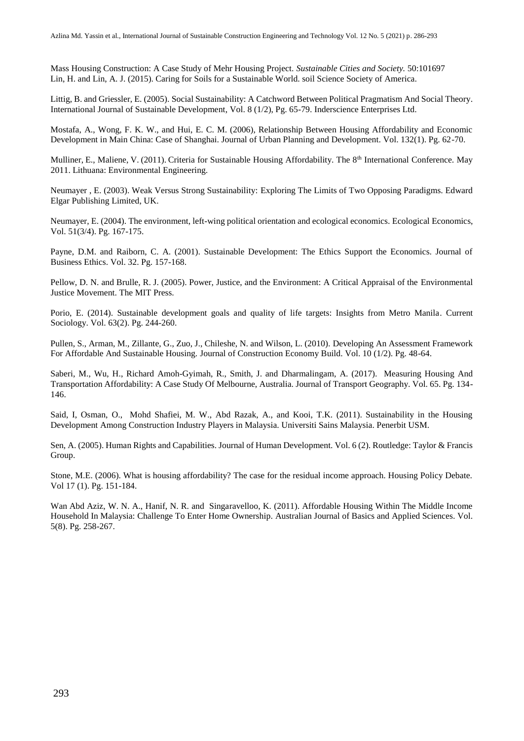Mass Housing Construction: A Case Study of Mehr Housing Project. *Sustainable Cities and Society.* 50:101697
Lin, H. and Lin, A. J. (2015). Caring for Soils for a Sustainable World. soil Science Society of America.

Littig, B. and Griessler, E. (2005). Social Sustainability: A Catchword Between Political Pragmatism And Social Theory. International Journal of Sustainable Development, Vol. 8 (1/2), Pg. 65-79. Inderscience Enterprises Ltd.

Mostafa, A., Wong, F. K. W., and Hui, E. C. M. (2006), Relationship Between Housing Affordability and Economic Development in Main China: Case of Shanghai. Journal of Urban Planning and Development. Vol. 132(1). Pg. 62-70.

Mulliner, E., Maliene, V. (2011). Criteria for Sustainable Housing Affordability. The 8th International Conference. May 2011. Lithuana: Environmental Engineering.

Neumayer , E. (2003). Weak Versus Strong Sustainability: Exploring The Limits of Two Opposing Paradigms. Edward Elgar Publishing Limited, UK.

Neumayer, E. (2004). The environment, left-wing political orientation and ecological economics. Ecological Economics, Vol. 51(3/4). Pg. 167-175.

Payne, D.M. and Raiborn, C. A. (2001). Sustainable Development: The Ethics Support the Economics. Journal of Business Ethics. Vol. 32. Pg. 157-168.

Pellow, D. N. and Brulle, R. J. (2005). Power, Justice, and the Environment: A Critical Appraisal of the Environmental Justice Movement. The MIT Press.

Porio, E. (2014). Sustainable development goals and quality of life targets: Insights from Metro Manila. Current Sociology. Vol. 63(2). Pg. 244-260.

Pullen, S., Arman, M., Zillante, G., Zuo, J., Chileshe, N. and Wilson, L. (2010). Developing An Assessment Framework For Affordable And Sustainable Housing. Journal of Construction Economy Build. Vol. 10 (1/2). Pg. 48-64.

Saberi, M., Wu, H., Richard Amoh-Gyimah, R., Smith, J. and Dharmalingam, A. (2017). Measuring Housing And Transportation Affordability: A Case Study Of Melbourne, Australia. Journal of Transport Geography. Vol. 65. Pg. 134-146.

Said, I, Osman, O., Mohd Shafiei, M. W., Abd Razak, A., and Kooi, T.K. (2011). Sustainability in the Housing Development Among Construction Industry Players in Malaysia. Universiti Sains Malaysia. Penerbit USM.

Sen, A. (2005). Human Rights and Capabilities. Journal of Human Development. Vol. 6 (2). Routledge: Taylor & Francis Group.

Stone, M.E. (2006). What is housing affordability? The case for the residual income approach. Housing Policy Debate. Vol 17 (1). Pg. 151-184.

Wan Abd Aziz, W. N. A., Hanif, N. R. and Singaravelloo, K. (2011). Affordable Housing Within The Middle Income Household In Malaysia: Challenge To Enter Home Ownership. Australian Journal of Basics and Applied Sciences. Vol. 5(8). Pg. 258-267.